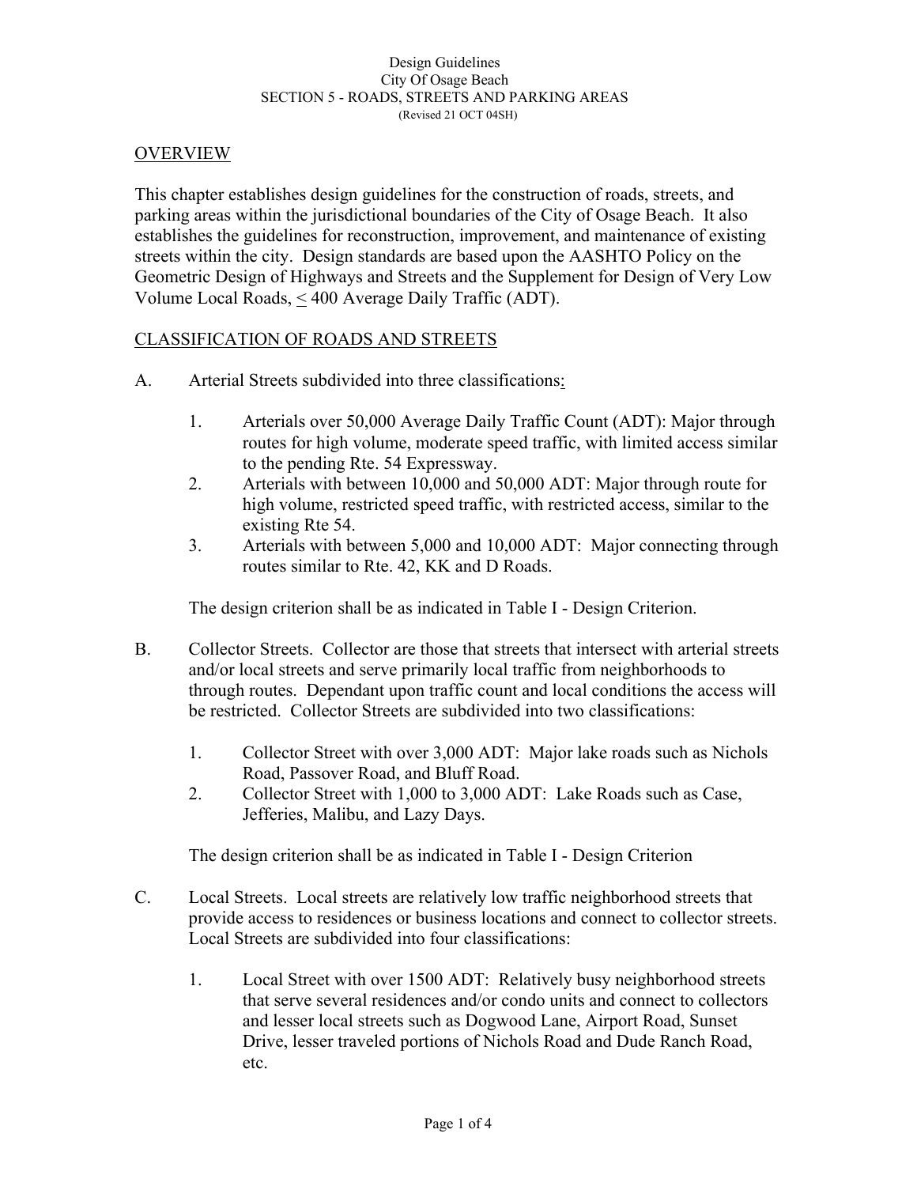Design Guidelines
City Of Osage Beach
SECTION 5 - ROADS, STREETS AND PARKING AREAS
(Revised 21 OCT 04SH)

## OVERVIEW

This chapter establishes design guidelines for the construction of roads, streets, and parking areas within the jurisdictional boundaries of the City of Osage Beach. It also establishes the guidelines for reconstruction, improvement, and maintenance of existing streets within the city. Design standards are based upon the AASHTO Policy on the Geometric Design of Highways and Streets and the Supplement for Design of Very Low Volume Local Roads, $\leq$ 400 Average Daily Traffic (ADT).

## CLASSIFICATION OF ROADS AND STREETS

A. Arterial Streets subdivided into three classifications:

1. Arterials over 50,000 Average Daily Traffic Count (ADT): Major through routes for high volume, moderate speed traffic, with limited access similar to the pending Rte. 54 Expressway.
2. Arterials with between 10,000 and 50,000 ADT: Major through route for high volume, restricted speed traffic, with restricted access, similar to the existing Rte 54.
3. Arterials with between 5,000 and 10,000 ADT: Major connecting through routes similar to Rte. 42, KK and D Roads.

The design criterion shall be as indicated in Table I - Design Criterion.

B. Collector Streets. Collector are those that streets that intersect with arterial streets and/or local streets and serve primarily local traffic from neighborhoods to through routes. Dependant upon traffic count and local conditions the access will be restricted. Collector Streets are subdivided into two classifications:

1. Collector Street with over 3,000 ADT: Major lake roads such as Nichols Road, Passover Road, and Bluff Road.
2. Collector Street with 1,000 to 3,000 ADT: Lake Roads such as Case, Jefferies, Malibu, and Lazy Days.

The design criterion shall be as indicated in Table I - Design Criterion

C. Local Streets. Local streets are relatively low traffic neighborhood streets that provide access to residences or business locations and connect to collector streets. Local Streets are subdivided into four classifications:

1. Local Street with over 1500 ADT: Relatively busy neighborhood streets that serve several residences and/or condo units and connect to collectors and lesser local streets such as Dogwood Lane, Airport Road, Sunset Drive, lesser traveled portions of Nichols Road and Dude Ranch Road, etc.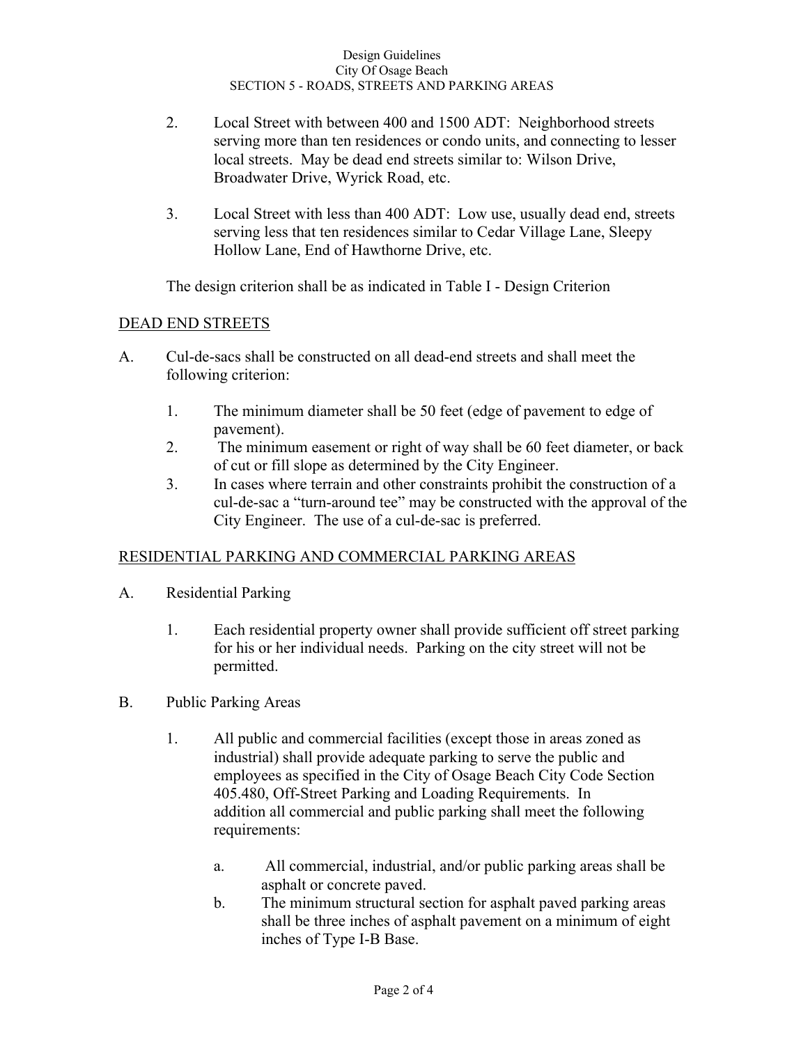2. Local Street with between 400 and 1500 ADT: Neighborhood streets serving more than ten residences or condo units, and connecting to lesser local streets. May be dead end streets similar to: Wilson Drive, Broadwater Drive, Wyrick Road, etc.

3. Local Street with less than 400 ADT: Low use, usually dead end, streets serving less that ten residences similar to Cedar Village Lane, Sleepy Hollow Lane, End of Hawthorne Drive, etc.

The design criterion shall be as indicated in Table I - Design Criterion

## DEAD END STREETS

A. Cul-de-sacs shall be constructed on all dead-end streets and shall meet the following criterion:

   1. The minimum diameter shall be 50 feet (edge of pavement to edge of pavement).
   2. The minimum easement or right of way shall be 60 feet diameter, or back of cut or fill slope as determined by the City Engineer.
   3. In cases where terrain and other constraints prohibit the construction of a cul-de-sac a "turn-around tee" may be constructed with the approval of the City Engineer. The use of a cul-de-sac is preferred.

## RESIDENTIAL PARKING AND COMMERCIAL PARKING AREAS

A. Residential Parking

   1. Each residential property owner shall provide sufficient off street parking for his or her individual needs. Parking on the city street will not be permitted.

B. Public Parking Areas

   1. All public and commercial facilities (except those in areas zoned as industrial) shall provide adequate parking to serve the public and employees as specified in the City of Osage Beach City Code Section 405.480, Off-Street Parking and Loading Requirements. In addition all commercial and public parking shall meet the following requirements:

      a. All commercial, industrial, and/or public parking areas shall be asphalt or concrete paved.
      b. The minimum structural section for asphalt paved parking areas shall be three inches of asphalt pavement on a minimum of eight inches of Type I-B Base.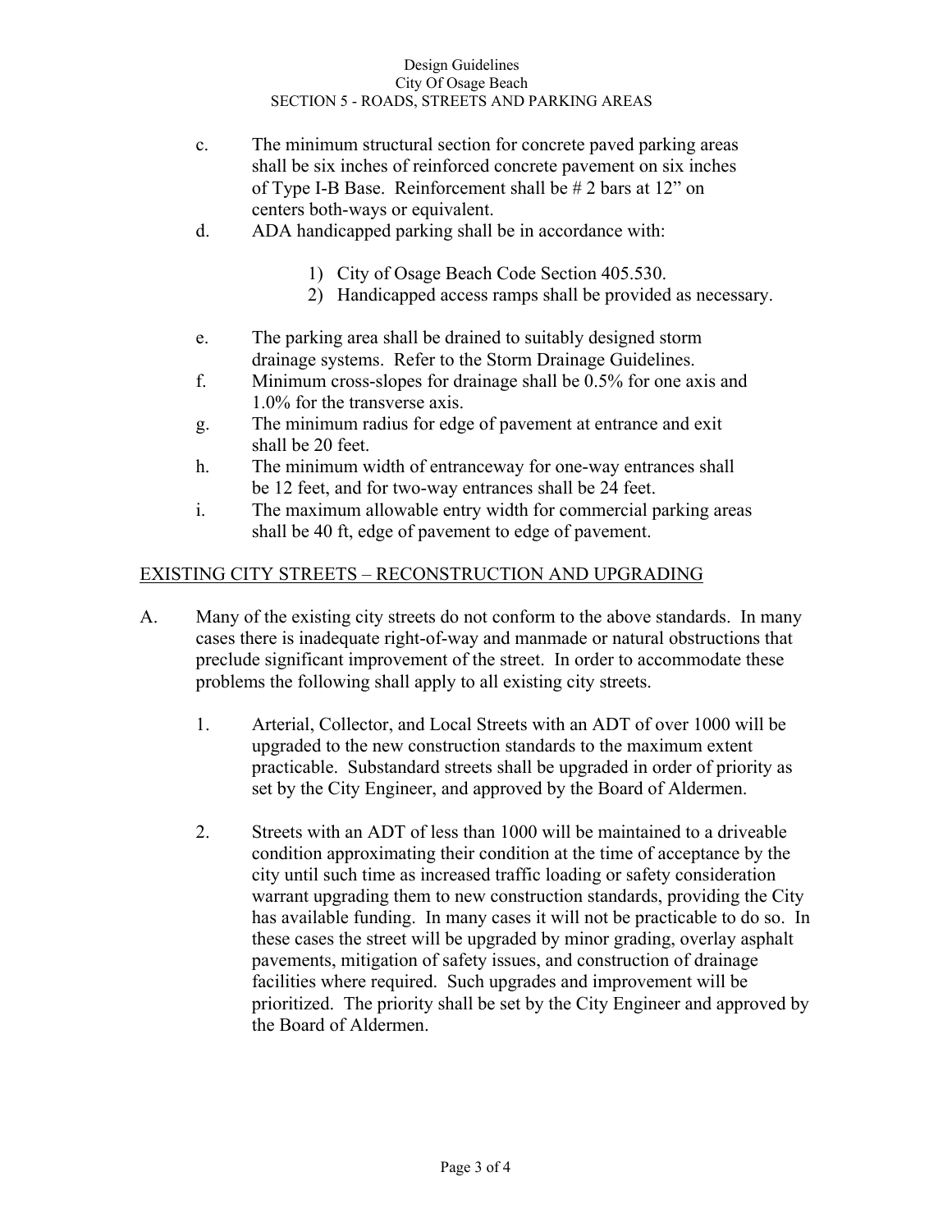c. The minimum structural section for concrete paved parking areas shall be six inches of reinforced concrete pavement on six inches of Type I-B Base. Reinforcement shall be # 2 bars at 12" on centers both-ways or equivalent.

d. ADA handicapped parking shall be in accordance with:

   1) City of Osage Beach Code Section 405.530.
   2) Handicapped access ramps shall be provided as necessary.

e. The parking area shall be drained to suitably designed storm drainage systems. Refer to the Storm Drainage Guidelines.

f. Minimum cross-slopes for drainage shall be 0.5% for one axis and 1.0% for the transverse axis.

g. The minimum radius for edge of pavement at entrance and exit shall be 20 feet.

h. The minimum width of entranceway for one-way entrances shall be 12 feet, and for two-way entrances shall be 24 feet.

i. The maximum allowable entry width for commercial parking areas shall be 40 ft, edge of pavement to edge of pavement.

## EXISTING CITY STREETS – RECONSTRUCTION AND UPGRADING

A. Many of the existing city streets do not conform to the above standards. In many cases there is inadequate right-of-way and manmade or natural obstructions that preclude significant improvement of the street. In order to accommodate these problems the following shall apply to all existing city streets.

   1. Arterial, Collector, and Local Streets with an ADT of over 1000 will be upgraded to the new construction standards to the maximum extent practicable. Substandard streets shall be upgraded in order of priority as set by the City Engineer, and approved by the Board of Aldermen.

   2. Streets with an ADT of less than 1000 will be maintained to a driveable condition approximating their condition at the time of acceptance by the city until such time as increased traffic loading or safety consideration warrant upgrading them to new construction standards, providing the City has available funding. In many cases it will not be practicable to do so. In these cases the street will be upgraded by minor grading, overlay asphalt pavements, mitigation of safety issues, and construction of drainage facilities where required. Such upgrades and improvement will be prioritized. The priority shall be set by the City Engineer and approved by the Board of Aldermen.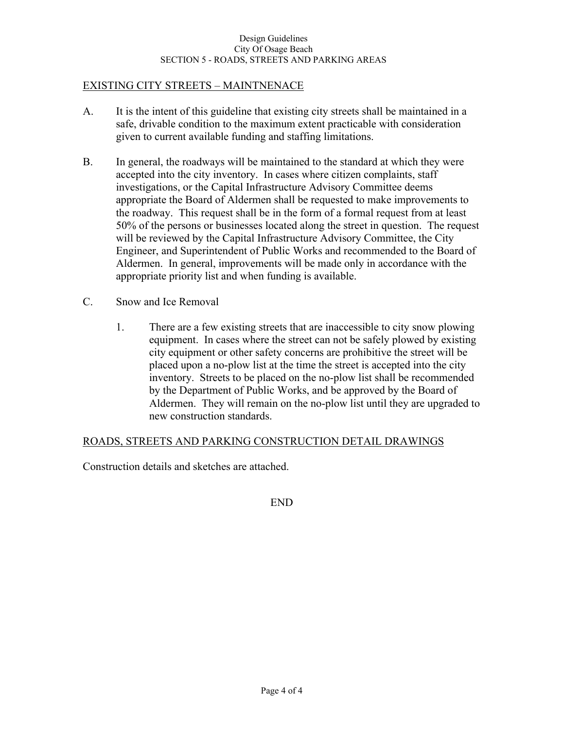## EXISTING CITY STREETS – MAINTNENACE

A. It is the intent of this guideline that existing city streets shall be maintained in a safe, drivable condition to the maximum extent practicable with consideration given to current available funding and staffing limitations.

B. In general, the roadways will be maintained to the standard at which they were accepted into the city inventory. In cases where citizen complaints, staff investigations, or the Capital Infrastructure Advisory Committee deems appropriate the Board of Aldermen shall be requested to make improvements to the roadway. This request shall be in the form of a formal request from at least 50% of the persons or businesses located along the street in question. The request will be reviewed by the Capital Infrastructure Advisory Committee, the City Engineer, and Superintendent of Public Works and recommended to the Board of Aldermen. In general, improvements will be made only in accordance with the appropriate priority list and when funding is available.

C. Snow and Ice Removal

   1. There are a few existing streets that are inaccessible to city snow plowing equipment. In cases where the street can not be safely plowed by existing city equipment or other safety concerns are prohibitive the street will be placed upon a no-plow list at the time the street is accepted into the city inventory. Streets to be placed on the no-plow list shall be recommended by the Department of Public Works, and be approved by the Board of Aldermen. They will remain on the no-plow list until they are upgraded to new construction standards.

## ROADS, STREETS AND PARKING CONSTRUCTION DETAIL DRAWINGS

Construction details and sketches are attached.

END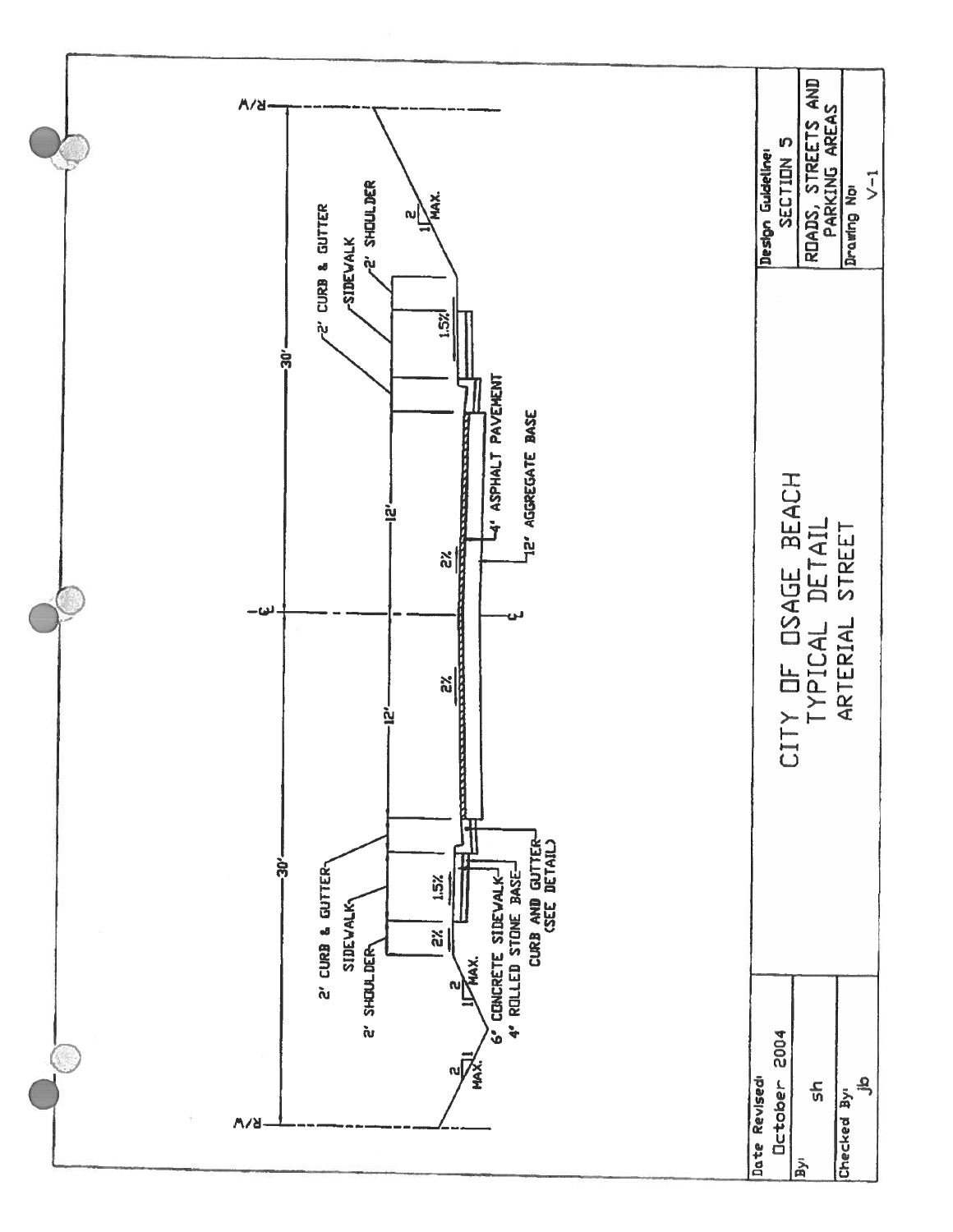# CITY OF OSAGE BEACH

## TYPICAL DETAIL

### ARTERIAL STREET

R/W — 30' — ℄ — 30' — R/W

12' — 12'

- 2' CURB & GUTTER
- SIDEWALK
- 2' SHOULDER
- 2% — 2%
- 1.5%
- 2:1 MAX.
- 4" ASPHALT PAVEMENT
- 12" AGGREGATE BASE
- 6" CONCRETE SIDEWALK
- 4" ROLLED STONE BASE
- CURB AND GUTTER (SEE DETAIL)

| | |
|---|---|
| Date Revised: October 2004 | Design Guideline: SECTION 5 |
| By: sh | ROADS, STREETS AND PARKING AREAS |
| Checked By: jb | Drawing No: V-1 |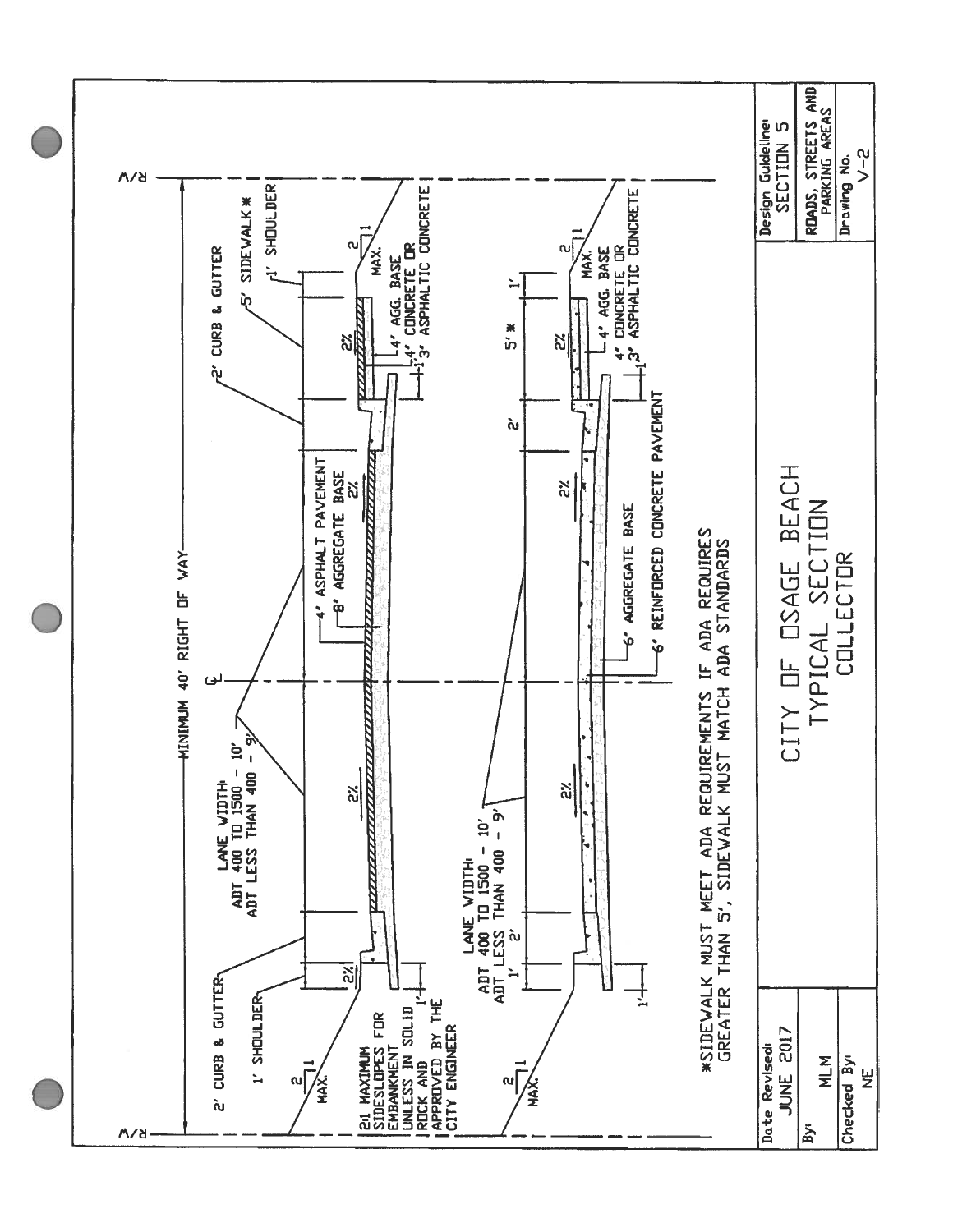# CITY OF OSAGE BEACH

## TYPICAL SECTION

### COLLECTOR

MINIMUM 40' RIGHT OF WAY

R/W

℄

**Asphalt section:**

- 2' CURB & GUTTER
- 1' SHOULDER
- 2:1 MAX.
- 2%
- 1'
- LANE WIDTH: ADT 400 TO 1500 - 10', ADT LESS THAN 400 - 9'
- 4" ASPHALT PAVEMENT
- 8" AGGREGATE BASE
- 2%
- 2' CURB & GUTTER
- 5' SIDEWALK *
- 1' SHOULDER
- 4" AGG. BASE
- 4" CONCRETE OR 3" ASPHALTIC CONCRETE
- 2:1 MAX.

2:1 MAXIMUM SIDESLOPES FOR EMBANKMENT UNLESS IN SOLID ROCK AND APPROVED BY THE CITY ENGINEER

**Concrete section:**

- 2:1 MAX.
- 1' 2'
- 1'
- LANE WIDTH: ADT 400 TO 1500 - 10', ADT LESS THAN 400 - 9'
- 2%
- 6" AGGREGATE BASE
- 6" REINFORCED CONCRETE PAVEMENT
- 2%
- 2'
- 5' *
- 1'
- 4" AGG. BASE
- 4" CONCRETE OR 3" ASPHALTIC CONCRETE
- 2:1 MAX.

*SIDEWALK MUST MEET ADA REQUIREMENTS IF ADA REQUIRES GREATER THAN 5', SIDEWALK MUST MATCH ADA STANDARDS

| Date Revised: | JUNE 2017 |
|---|---|
| By: | MLM |
| Checked By: | NE |

| Design Guideline: | SECTION 5 |
|---|---|
| ROADS, STREETS AND PARKING AREAS | |
| Drawing No. | V-2 |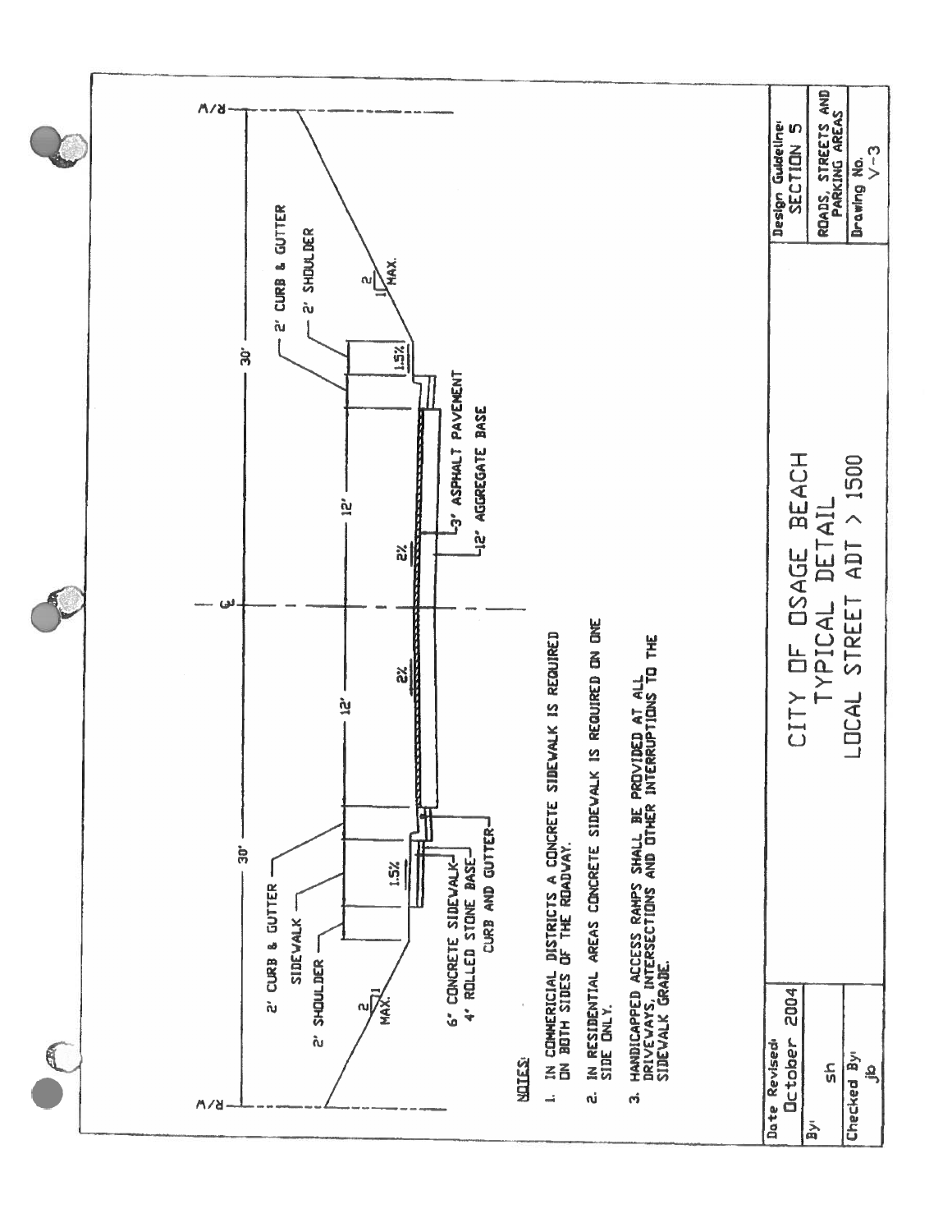# CITY OF OSAGE BEACH

## TYPICAL DETAIL

## LOCAL STREET ADT > 1500

R/W

30'

2' CURB & GUTTER

SIDEWALK

2' SHOULDER

2:1 MAX.

1.5%

12'

2%

℄

12'

2%

3" ASPHALT PAVEMENT

12" AGGREGATE BASE

30'

2' CURB & GUTTER

2' SHOULDER

1.5%

2:1 MAX.

R/W

6" CONCRETE SIDEWALK

4" ROLLED STONE BASE

CURB AND GUTTER

NOTES:

1. IN COMMERCIAL DISTRICTS A CONCRETE SIDEWALK IS REQUIRED ON BOTH SIDES OF THE ROADWAY.
2. IN RESIDENTIAL AREAS CONCRETE SIDEWALK IS REQUIRED ON ONE SIDE ONLY.
3. HANDICAPPED ACCESS RAMPS SHALL BE PROVIDED AT ALL DRIVEWAYS, INTERSECTIONS AND OTHER INTERRUPTIONS TO THE SIDEWALK GRADE.

| Date Revised: October 2004 | CITY OF OSAGE BEACH TYPICAL DETAIL LOCAL STREET ADT > 1500 | Design Guideline: SECTION 5 |
| --- | --- | --- |
| By: sh | | ROADS, STREETS AND PARKING AREAS |
| Checked By: jb | | Drawing No. V-3 |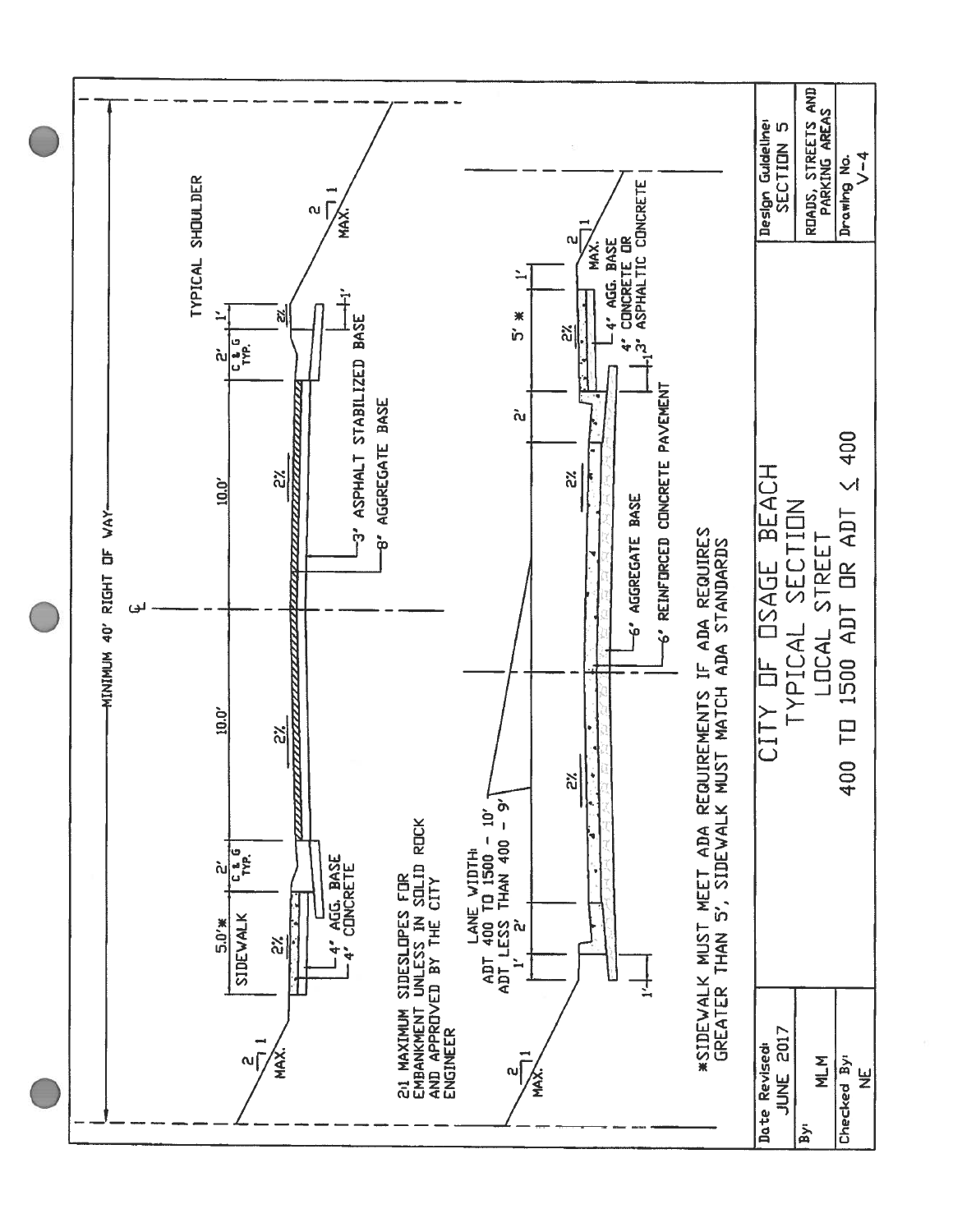# CITY OF OSAGE BEACH

## TYPICAL SECTION

### LOCAL STREET

### 400 TO 1500 ADT OR ADT ≤ 400

MINIMUM 40' RIGHT OF WAY

TYPICAL SHOULDER

SIDEWALK 5.0'*

2' C & G TYP.

10.0'

10.0'

2' C & G TYP.

1'

2%

4" AGG. BASE
4" CONCRETE

3" ASPHALT STABILIZED BASE

8" AGGREGATE BASE

2:1 MAX.

2:1 MAXIMUM SIDESLOPES FOR EMBANKMENT UNLESS IN SOLID ROCK AND APPROVED BY THE CITY ENGINEER

LANE WIDTH:
ADT 400 TO 1500 - 10'
ADT LESS THAN 400 - 9'

1' 2'

2' 5' * 1'

6" AGGREGATE BASE

6" REINFORCED CONCRETE PAVEMENT

4" AGG. BASE
4" CONCRETE OR
3" ASPHALTIC CONCRETE

*SIDEWALK MUST MEET ADA REQUIREMENTS IF ADA REQUIRES GREATER THAN 5', SIDEWALK MUST MATCH ADA STANDARDS

| Date Revised: JUNE 2017 | Design Guideline: SECTION 5 |
|---|---|
| By: MLM | ROADS, STREETS AND PARKING AREAS |
| Checked By: NE | Drawing No. V-4 |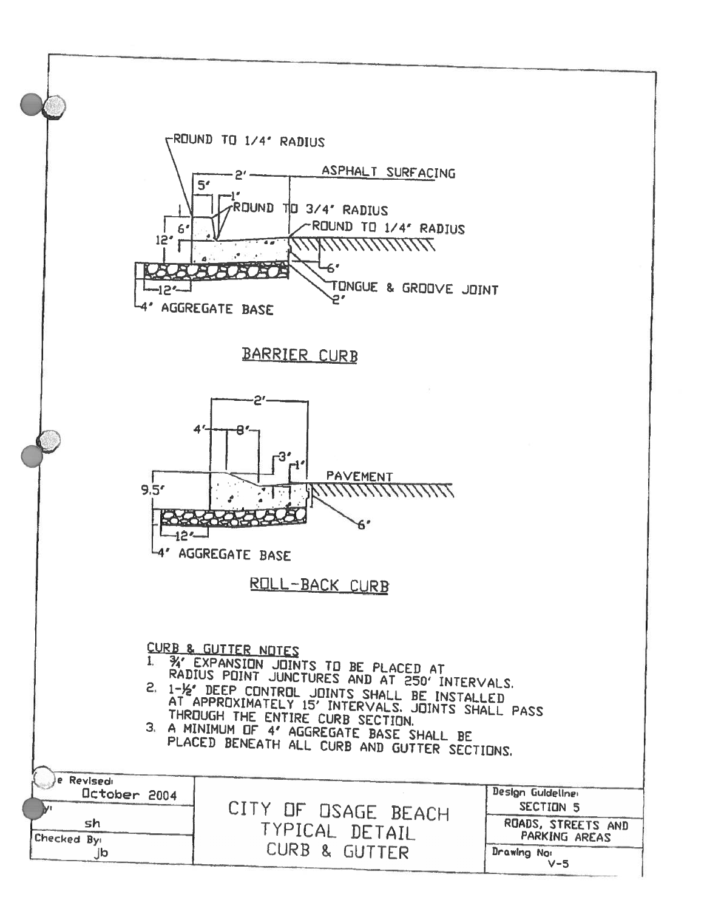ROUND TO 1/4" RADIUS

2'

ASPHALT SURFACING

5"

1"

ROUND TO 3/4" RADIUS

6"

ROUND TO 1/4" RADIUS

12"

6"

TONGUE & GROOVE JOINT

12"

2"

4" AGGREGATE BASE

## BARRIER CURB

2'

4" 8"

3" 1"

PAVEMENT

9.5"

6"

12"

4" AGGREGATE BASE

## ROLL-BACK CURB

### CURB & GUTTER NOTES

1. ¾" EXPANSION JOINTS TO BE PLACED AT RADIUS POINT JUNCTURES AND AT 250' INTERVALS.
2. 1-½" DEEP CONTROL JOINTS SHALL BE INSTALLED AT APPROXIMATELY 15' INTERVALS. JOINTS SHALL PASS THROUGH THE ENTIRE CURB SECTION.
3. A MINIMUM OF 4" AGGREGATE BASE SHALL BE PLACED BENEATH ALL CURB AND GUTTER SECTIONS.

| Date Revised: October 2004 | CITY OF OSAGE BEACH TYPICAL DETAIL CURB & GUTTER | Design Guideline: SECTION 5 |
|---|---|---|
| By: sh | | ROADS, STREETS AND PARKING AREAS |
| Checked By: jb | | Drawing No: V-5 |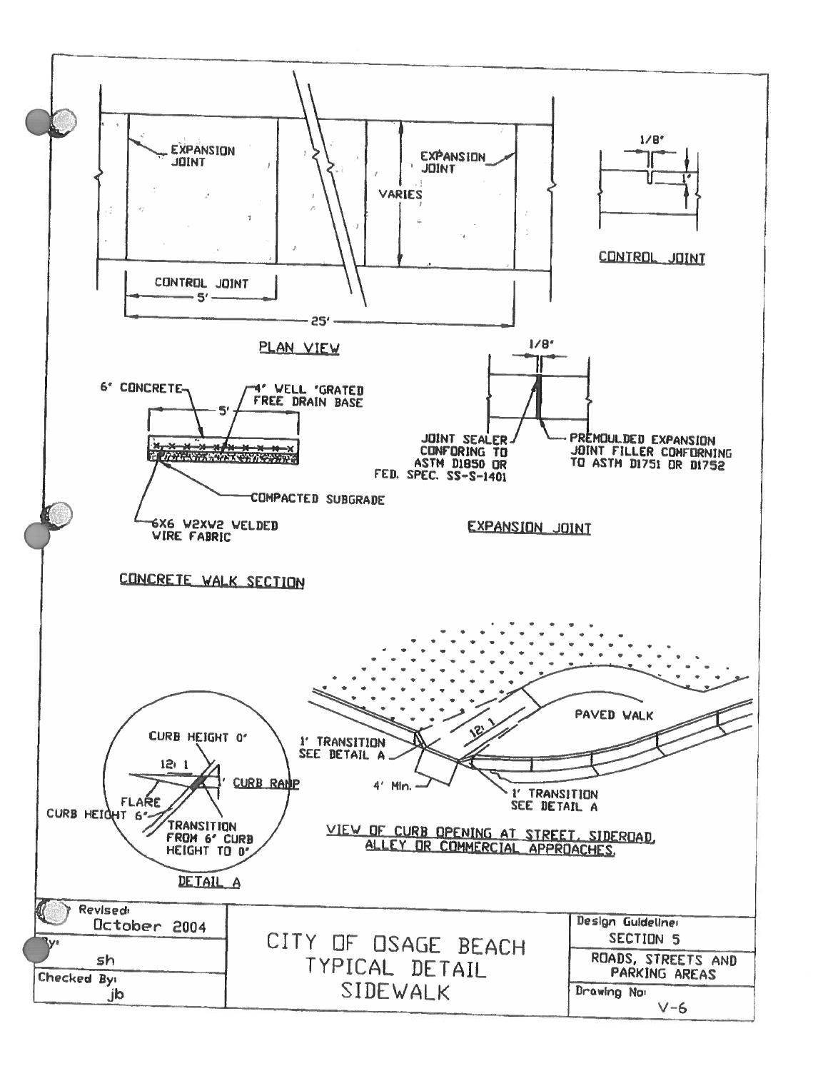EXPANSION JOINT

EXPANSION JOINT

VARIES

CONTROL JOINT 5'

25'

PLAN VIEW

1/8"

1"

CONTROL JOINT

6" CONCRETE

4" WELL GRATED FREE DRAIN BASE

5'

COMPACTED SUBGRADE

6X6 W2XW2 WELDED WIRE FABRIC

CONCRETE WALK SECTION

1/8"

JOINT SEALER CONFORING TO ASTM D1850 OR FED. SPEC. SS-S-1401

PREMOULDED EXPANSION JOINT FILLER COMFORNING TO ASTM D1751 OR D1752

EXPANSION JOINT

CURB HEIGHT 0"

12:1

CURB RAMP

FLARE

CURB HEIGHT 6"

TRANSITION FROM 6" CURB HEIGHT TO 0"

DETAIL A

1' TRANSITION SEE DETAIL A

12:1

PAVED WALK

4' Min.

1' TRANSITION SEE DETAIL A

VIEW OF CURB OPENING AT STREET, SIDEROAD, ALLEY OR COMMERCIAL APPROACHES.

| Revised: October 2004 | CITY OF OSAGE BEACH TYPICAL DETAIL SIDEWALK | Design Guideline: SECTION 5 |
|---|---|---|
| By: sh | | ROADS, STREETS AND PARKING AREAS |
| Checked By: jb | | Drawing No: V-6 |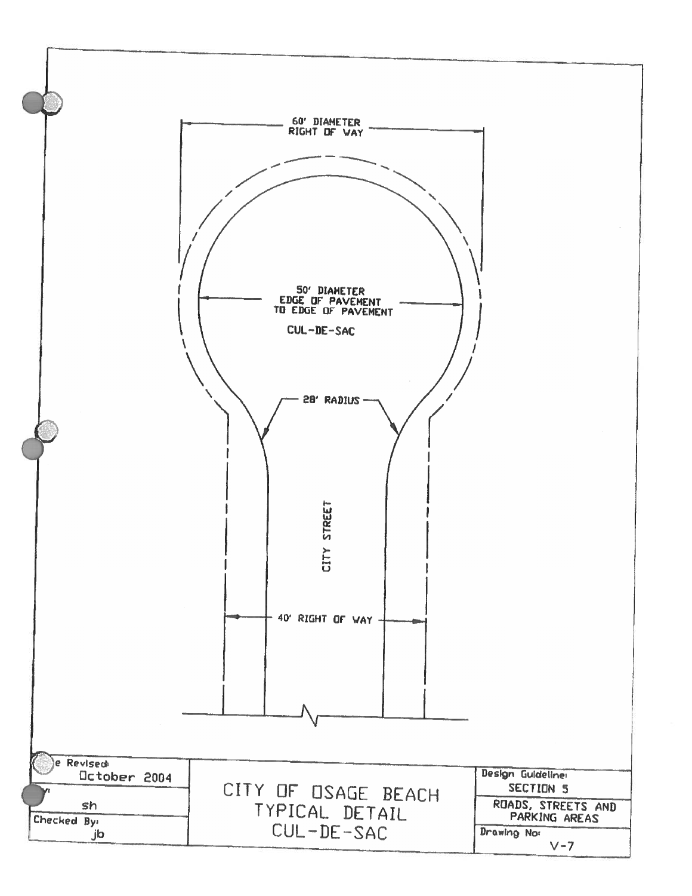60' DIAMETER
RIGHT OF WAY

50' DIAMETER
EDGE OF PAVEMENT
TO EDGE OF PAVEMENT

CUL-DE-SAC

28' RADIUS

CITY STREET

40' RIGHT OF WAY

| Date Revised: October 2004 | CITY OF OSAGE BEACH TYPICAL DETAIL CUL-DE-SAC | Design Guideline: SECTION 5 |
|---|---|---|
| By: sh | | ROADS, STREETS AND PARKING AREAS |
| Checked By: jb | | Drawing No: V-7 |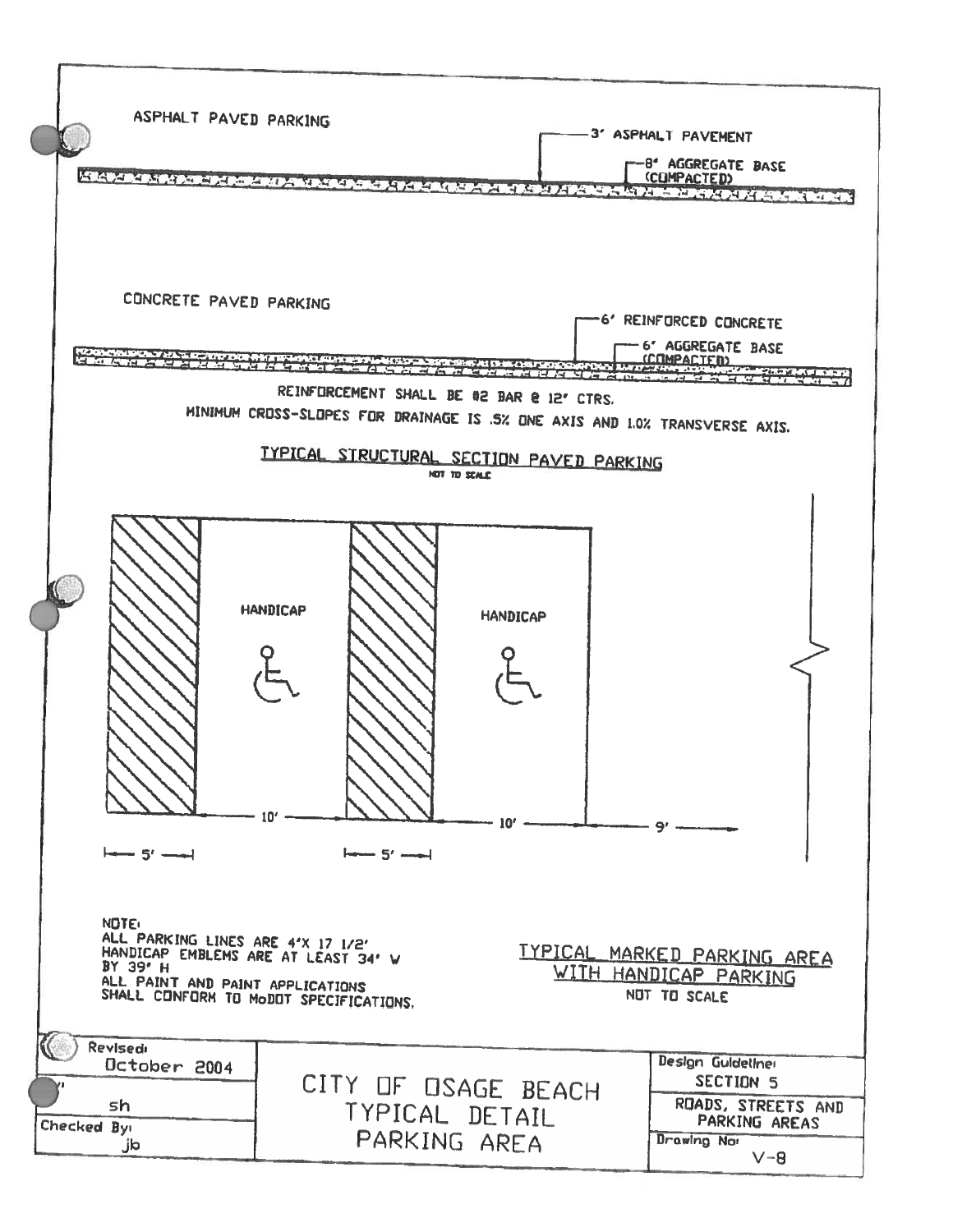ASPHALT PAVED PARKING

3" ASPHALT PAVEMENT

8" AGGREGATE BASE (COMPACTED)

CONCRETE PAVED PARKING

6" REINFORCED CONCRETE

6" AGGREGATE BASE (COMPACTED)

REINFORCEMENT SHALL BE #2 BAR @ 12" CTRS.

MINIMUM CROSS-SLOPES FOR DRAINAGE IS .5% ONE AXIS AND 1.0% TRANSVERSE AXIS.

## TYPICAL STRUCTURAL SECTION PAVED PARKING

NOT TO SCALE

HANDICAP

HANDICAP

10'

10'

9'

5'

5'

NOTE:
ALL PARKING LINES ARE 4"X 17 1/2'
HANDICAP EMBLEMS ARE AT LEAST 34" W BY 39" H
ALL PAINT AND PAINT APPLICATIONS SHALL CONFORM TO MoDOT SPECIFICATIONS.

## TYPICAL MARKED PARKING AREA WITH HANDICAP PARKING

NOT TO SCALE

| Revised: October 2004 | CITY OF OSAGE BEACH TYPICAL DETAIL PARKING AREA | Design Guideline: SECTION 5 |
|---|---|---|
| By: sh | | ROADS, STREETS AND PARKING AREAS |
| Checked By: jb | | Drawing No: V-8 |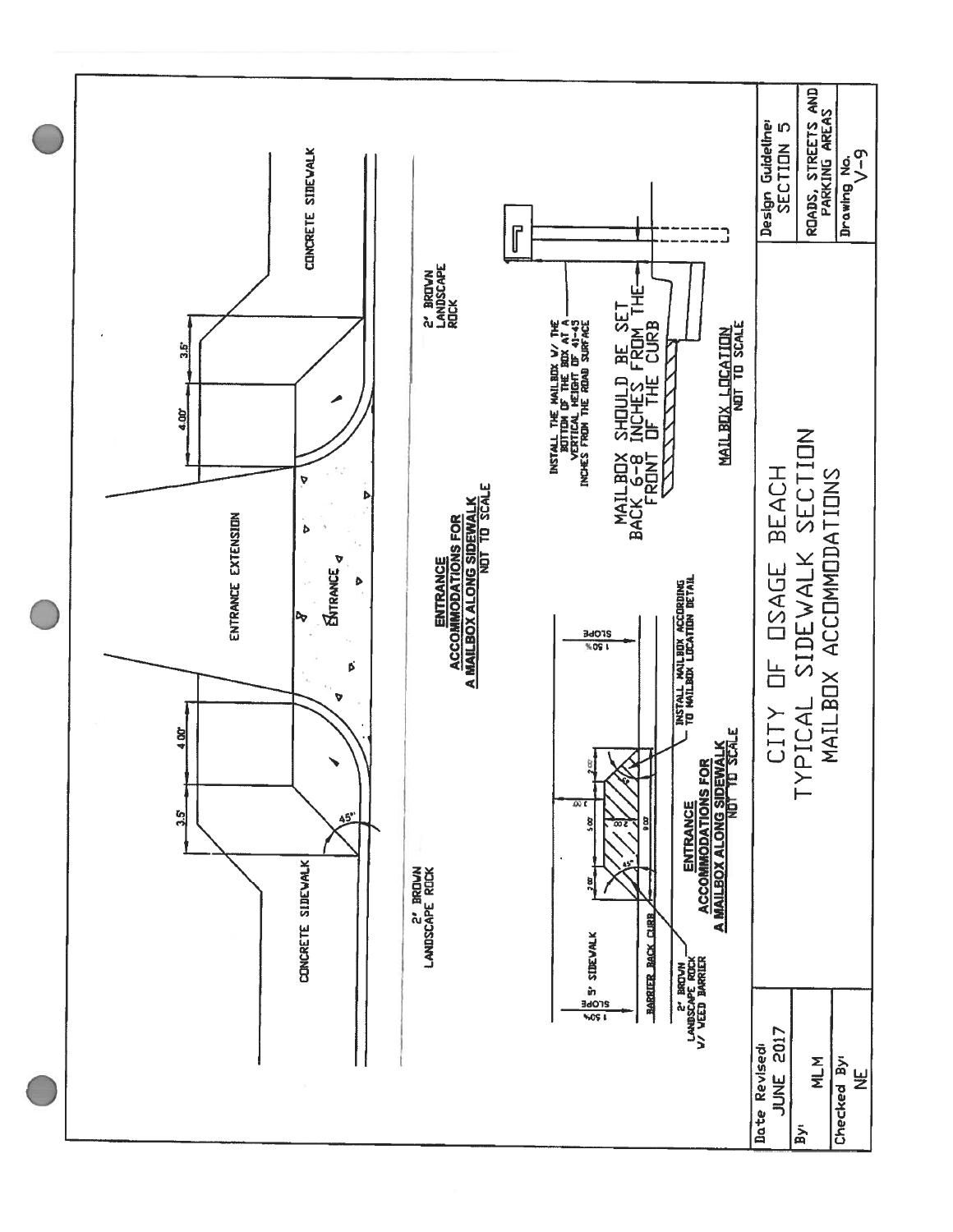# CITY OF OSAGE BEACH
## TYPICAL SIDEWALK SECTION
## MAILBOX ACCOMMODATIONS

**ENTRANCE ACCOMMODATIONS FOR A MAILBOX ALONG SIDEWALK**
NOT TO SCALE

CONCRETE SIDEWALK

ENTRANCE EXTENSION

ENTRANCE

2' BROWN LANDSCAPE ROCK

3.5'

4.00'

45°

**ENTRANCE ACCOMMODATIONS FOR A MAILBOX ALONG SIDEWALK**
NOT TO SCALE

5' SIDEWALK

1.50% SLOPE

BARRIER BACK CURB

2' BROWN LANDSCAPE ROCK W/ WEED BARRIER

INSTALL MAILBOX ACCORDING TO MAILBOX LOCATION DETAIL

2.00'

5.00'

9.00'

45°

**MAILBOX LOCATION**
NOT TO SCALE

INSTALL THE MAILBOX W/ THE BOTTOM OF THE BOX AT A VERTICAL HEIGHT OF 41-45 INCHES FROM THE ROAD SURFACE

MAILBOX SHOULD BE SET BACK 6-8 INCHES FROM THE FRONT OF THE CURB

| Date Revised: JUNE 2017 | Design Guideline: SECTION 5 |
|---|---|
| By: MLM | ROADS, STREETS AND PARKING AREAS |
| Checked By: NE | Drawing No. V-9 |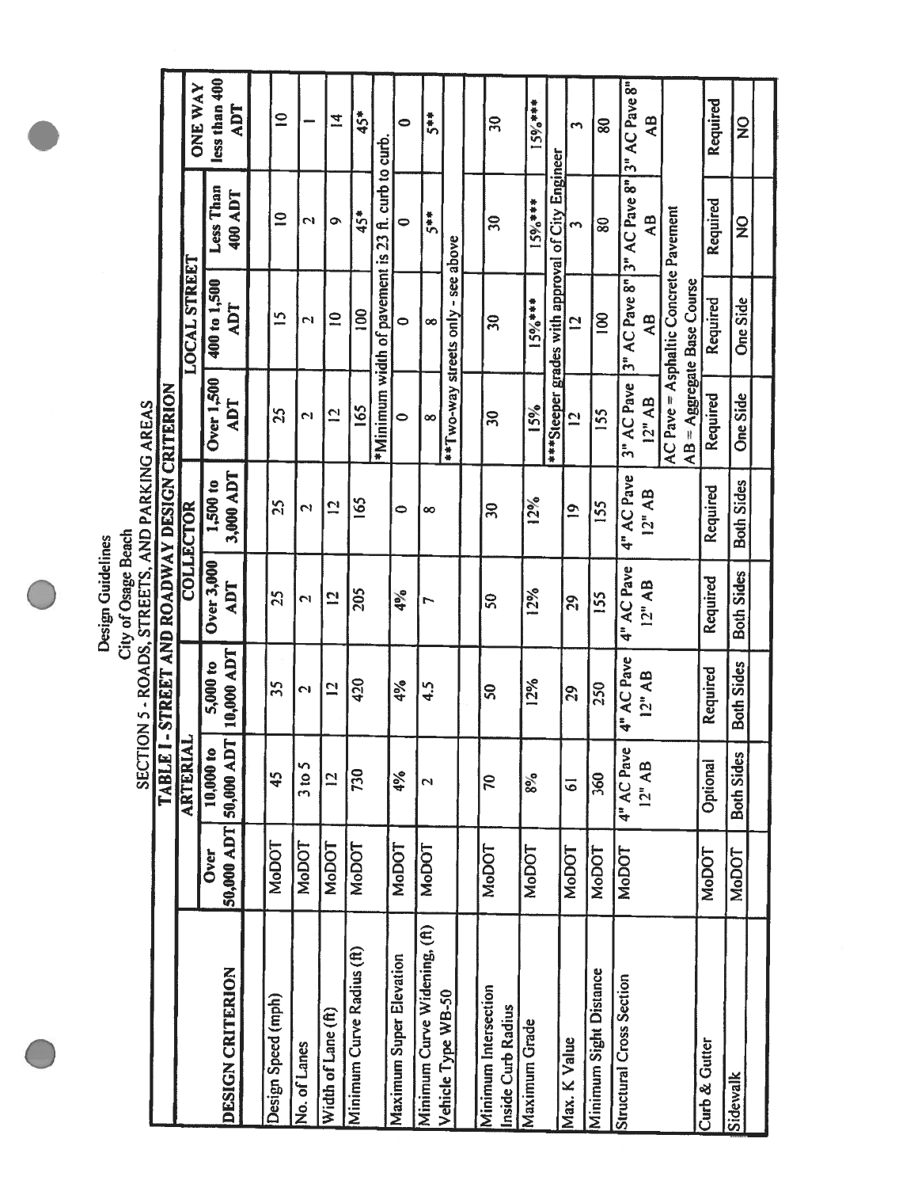Design Guidelines
City of Osage Beach
SECTION 5 - ROADS, STREETS, AND PARKING AREAS

**TABLE I - STREET AND ROADWAY DESIGN CRITERION**

| DESIGN CRITERION | ARTERIAL | | | COLLECTOR | | LOCAL STREET | | | ONE WAY |
|---|---|---|---|---|---|---|---|---|---|
| | Over 50,000 ADT | 10,000 to 50,000 ADT | 5,000 to 10,000 ADT | Over 3,000 ADT | 1,500 to 3,000 ADT | Over 1,500 ADT | 400 to 1,500 ADT | Less Than 400 ADT | less than 400 ADT |
| Design Speed (mph) | MoDOT | 45 | 35 | 25 | 25 | 25 | 15 | 10 | 10 |
| No. of Lanes | MoDOT | 3 to 5 | 2 | 2 | 2 | 2 | 2 | 2 | 1 |
| Width of Lane (ft) | MoDOT | 12 | 12 | 12 | 12 | 12 | 10 | 9 | 14 |
| Minimum Curve Radius (ft) | MoDOT | 730 | 420 | 205 | 165 | 165 | 100 | 45* | 45* |
| | | | | | | *Minimum width of pavement is 23 ft. curb to curb. | | | |
| Maximum Super Elevation | MoDOT | 4% | 4% | 4% | 0 | 0 | 0 | 0 | 0 |
| Minimum Curve Widening, (ft) Vehicle Type WB-50 | MoDOT | 2 | 4.5 | 7 | 8 | 8 | 8 | 5** | 5** |
| | | | | | | **Two-way streets only - see above | | | |
| Minimum Intersection Inside Curb Radius | MoDOT | 70 | 50 | 50 | 30 | 30 | 30 | 30 | 30 |
| Maximum Grade | MoDOT | 8% | 12% | 12% | 12% | 15% | 15%*** | 15%*** | 15%*** |
| | | | | | | ***Steeper grades with approval of City Engineer | | | |
| Max. K Value | MoDOT | 61 | 29 | 29 | 19 | 12 | 12 | 3 | 3 |
| Minimum Sight Distance | MoDOT | 360 | 250 | 155 | 155 | 155 | 100 | 80 | 80 |
| Structural Cross Section | MoDOT | 4" AC Pave 12" AB | 4" AC Pave 12" AB | 4" AC Pave 12" AB | 4" AC Pave 12" AB | 3" AC Pave 12" AB | 3" AC Pave 8" AB | 3" AC Pave 8" AB | 3" AC Pave 8" AB |
| | | | | | | AC Pave = Asphaltic Concrete Pavement AB = Aggregate Base Course | | | |
| Curb & Gutter | MoDOT | Optional | Required | Required | Required | Required | Required | Required | Required |
| Sidewalk | MoDOT | Both Sides | Both Sides | Both Sides | Both Sides | One Side | One Side | NO | NO |